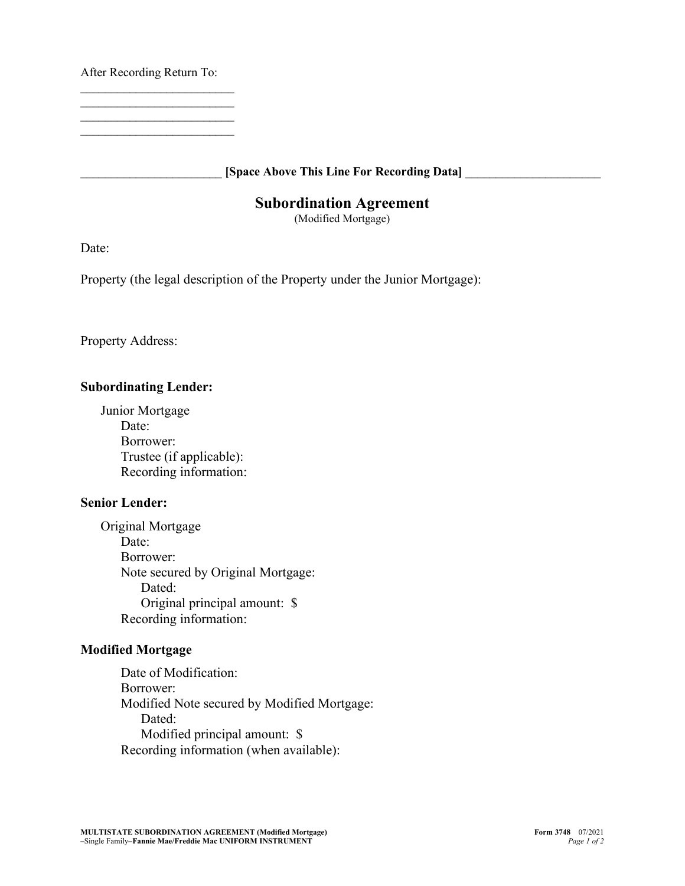After Recording Return To:

________________________
________________________
________________________
________________________

______________________ **[Space Above This Line For Recording Data]** ______________________

# Subordination Agreement

(Modified Mortgage)

Date:

Property (the legal description of the Property under the Junior Mortgage):

Property Address:

**Subordinating Lender:**

Junior Mortgage
- Date:
- Borrower:
- Trustee (if applicable):
- Recording information:

**Senior Lender:**

Original Mortgage
- Date:
- Borrower:
- Note secured by Original Mortgage:
  - Dated:
  - Original principal amount: $
- Recording information:

**Modified Mortgage**

- Date of Modification:
- Borrower:
- Modified Note secured by Modified Mortgage:
  - Dated:
  - Modified principal amount: $
- Recording information (when available):

**MULTISTATE SUBORDINATION AGREEMENT (Modified Mortgage)** –Single Family–**Fannie Mae/Freddie Mac UNIFORM INSTRUMENT** **Form 3748** 07/2021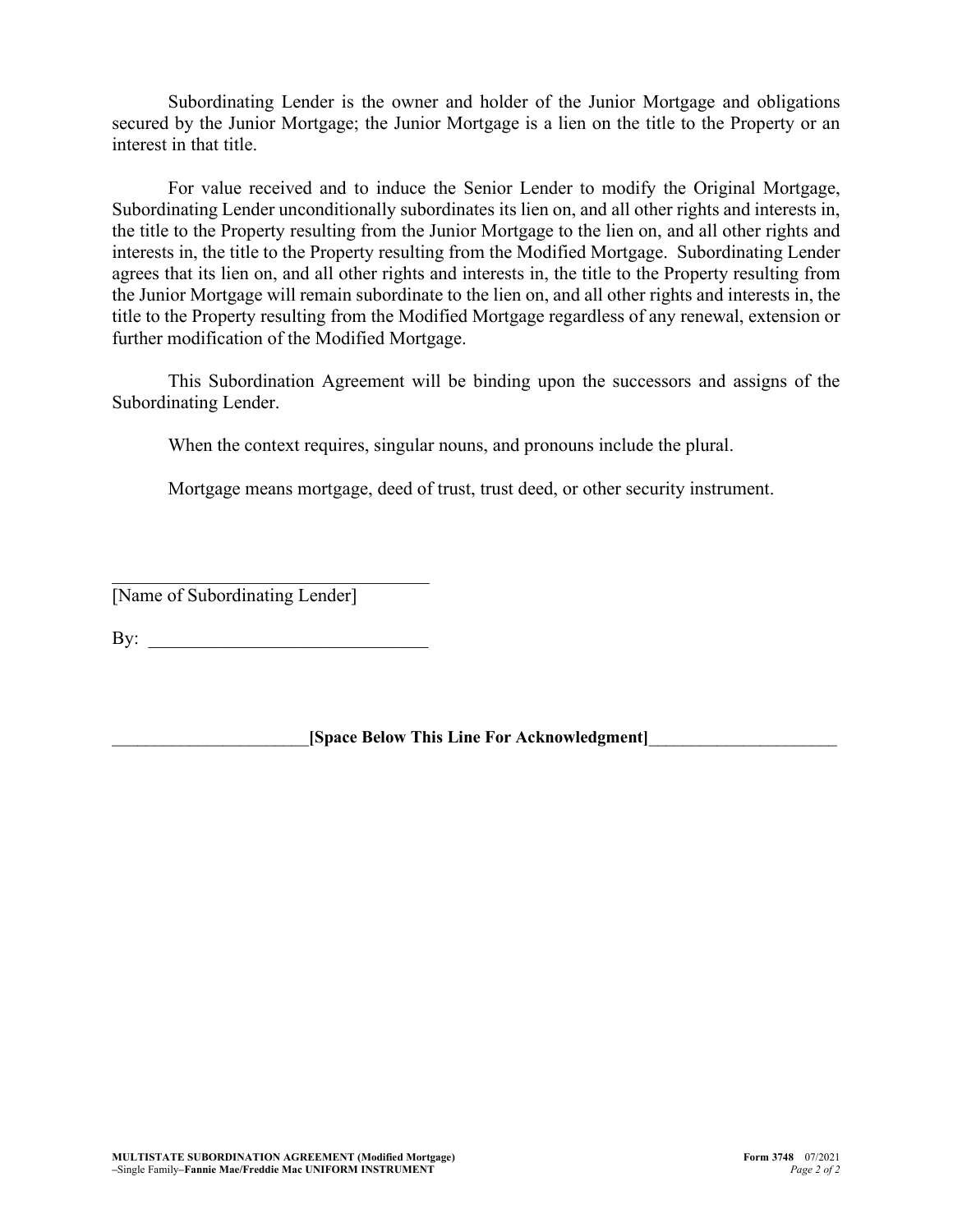Subordinating Lender is the owner and holder of the Junior Mortgage and obligations secured by the Junior Mortgage; the Junior Mortgage is a lien on the title to the Property or an interest in that title.

For value received and to induce the Senior Lender to modify the Original Mortgage, Subordinating Lender unconditionally subordinates its lien on, and all other rights and interests in, the title to the Property resulting from the Junior Mortgage to the lien on, and all other rights and interests in, the title to the Property resulting from the Modified Mortgage. Subordinating Lender agrees that its lien on, and all other rights and interests in, the title to the Property resulting from the Junior Mortgage will remain subordinate to the lien on, and all other rights and interests in, the title to the Property resulting from the Modified Mortgage regardless of any renewal, extension or further modification of the Modified Mortgage.

This Subordination Agreement will be binding upon the successors and assigns of the Subordinating Lender.

When the context requires, singular nouns, and pronouns include the plural.

Mortgage means mortgage, deed of trust, trust deed, or other security instrument.

___________________________________
[Name of Subordinating Lender]

By: ______________________________

______________________**[Space Below This Line For Acknowledgment]**______________________

**MULTISTATE SUBORDINATION AGREEMENT (Modified Mortgage)**
–Single Family–**Fannie Mae/Freddie Mac UNIFORM INSTRUMENT** **Form 3748** 07/2021